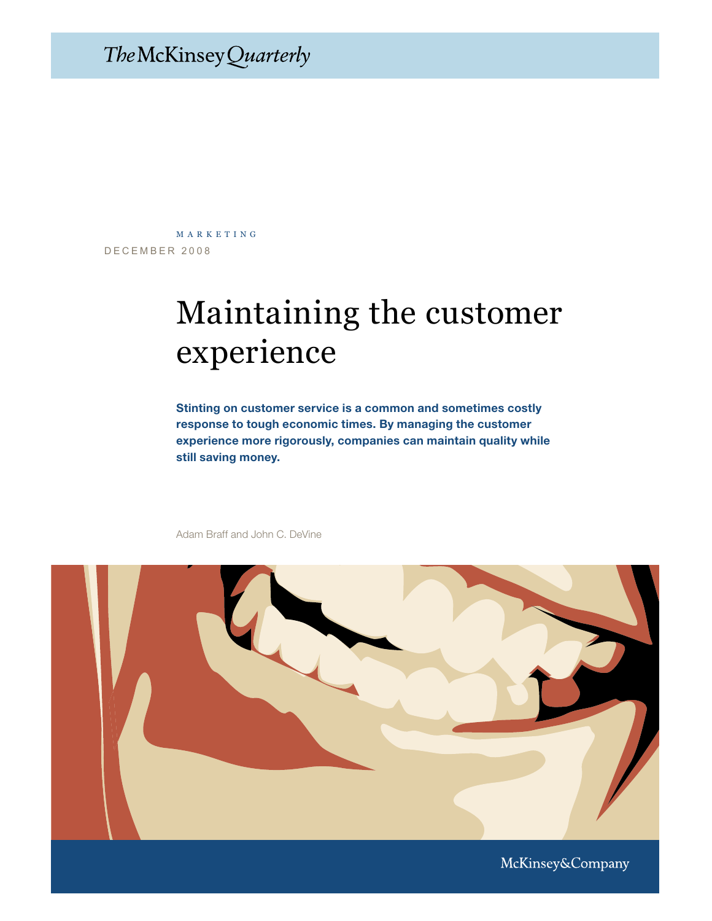The McKinsey Quarterly

MARKETING

DECEMBER 2008

# Maintaining the customer experience

**Stinting on customer service is a common and sometimes costly response to tough economic times. By managing the customer experience more rigorously, companies can maintain quality while still saving money.**

Adam Braff and John C. DeVine

McKinsey&Company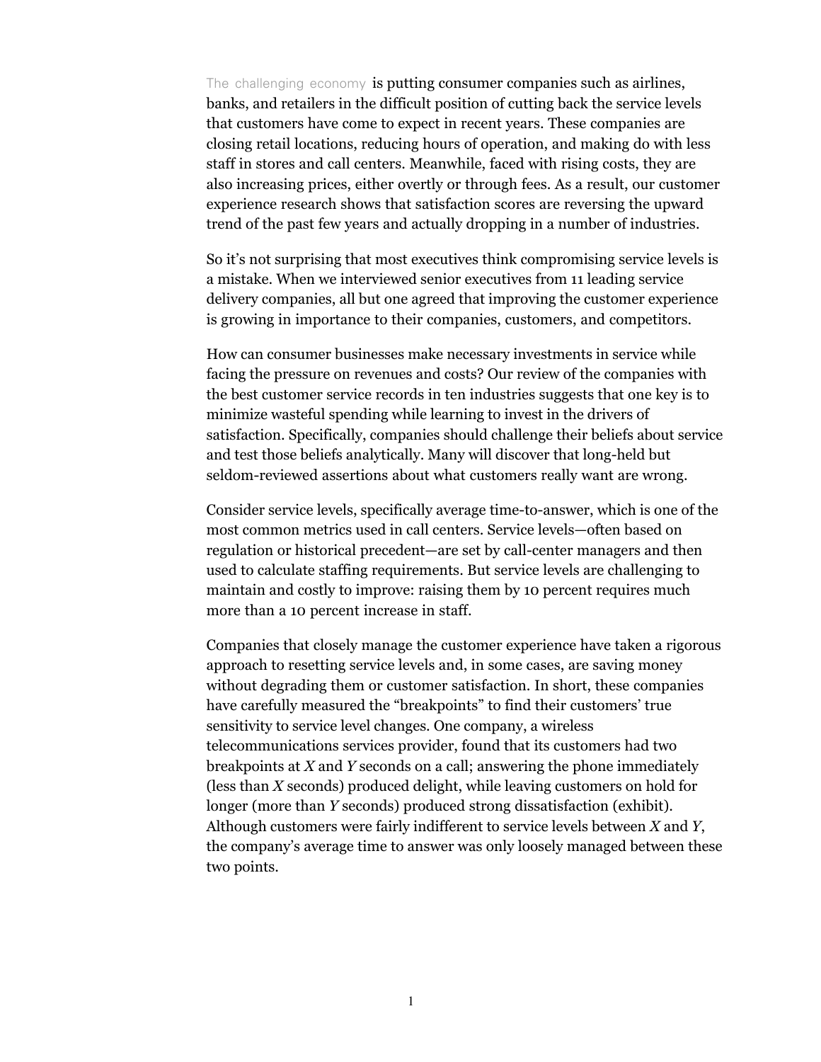The challenging economy is putting consumer companies such as airlines, banks, and retailers in the difficult position of cutting back the service levels that customers have come to expect in recent years. These companies are closing retail locations, reducing hours of operation, and making do with less staff in stores and call centers. Meanwhile, faced with rising costs, they are also increasing prices, either overtly or through fees. As a result, our customer experience research shows that satisfaction scores are reversing the upward trend of the past few years and actually dropping in a number of industries.

So it's not surprising that most executives think compromising service levels is a mistake. When we interviewed senior executives from 11 leading service delivery companies, all but one agreed that improving the customer experience is growing in importance to their companies, customers, and competitors.

How can consumer businesses make necessary investments in service while facing the pressure on revenues and costs? Our review of the companies with the best customer service records in ten industries suggests that one key is to minimize wasteful spending while learning to invest in the drivers of satisfaction. Specifically, companies should challenge their beliefs about service and test those beliefs analytically. Many will discover that long-held but seldom-reviewed assertions about what customers really want are wrong.

Consider service levels, specifically average time-to-answer, which is one of the most common metrics used in call centers. Service levels—often based on regulation or historical precedent—are set by call-center managers and then used to calculate staffing requirements. But service levels are challenging to maintain and costly to improve: raising them by 10 percent requires much more than a 10 percent increase in staff.

Companies that closely manage the customer experience have taken a rigorous approach to resetting service levels and, in some cases, are saving money without degrading them or customer satisfaction. In short, these companies have carefully measured the "breakpoints" to find their customers' true sensitivity to service level changes. One company, a wireless telecommunications services provider, found that its customers had two breakpoints at *X* and *Y* seconds on a call; answering the phone immediately (less than *X* seconds) produced delight, while leaving customers on hold for longer (more than *Y* seconds) produced strong dissatisfaction (exhibit). Although customers were fairly indifferent to service levels between *X* and *Y*, the company's average time to answer was only loosely managed between these two points.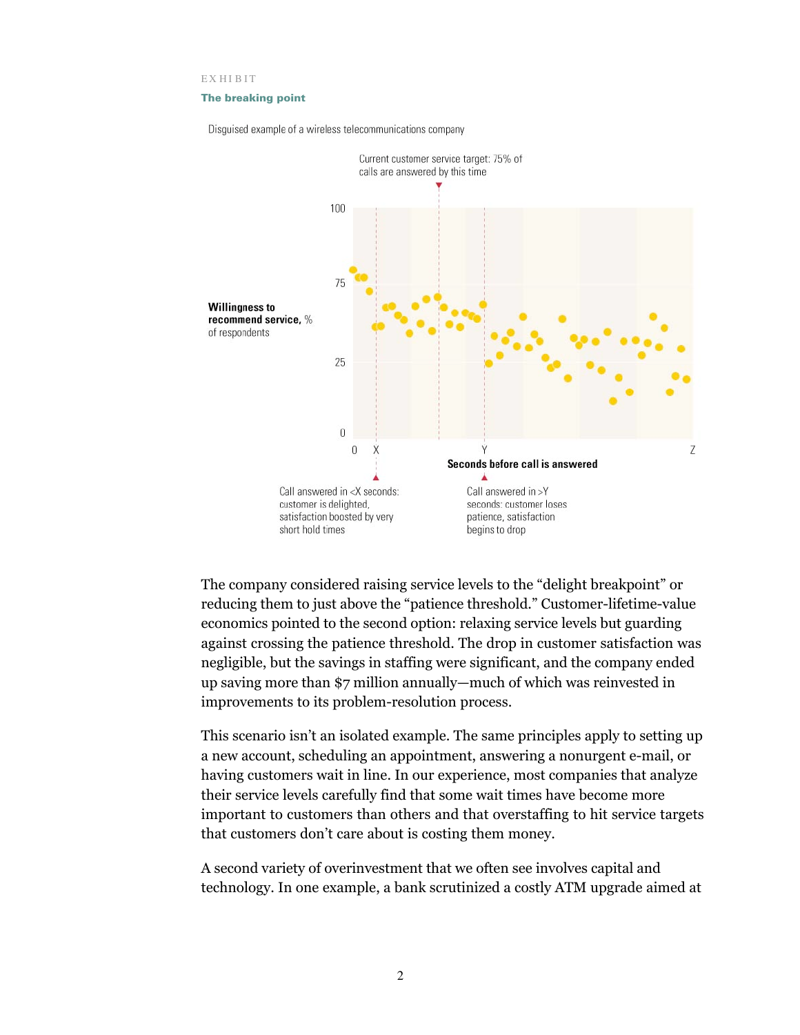EXHIBIT

**The breaking point**

Disguised example of a wireless telecommunications company

Current customer service target: 75% of calls are answered by this time

**Willingness to recommend service,** % of respondents

100

75

25

0

0 X Y Z

**Seconds before call is answered**

Call answered in <X seconds: customer is delighted, satisfaction boosted by very short hold times

Call answered in >Y seconds: customer loses patience, satisfaction begins to drop

The company considered raising service levels to the "delight breakpoint" or reducing them to just above the "patience threshold." Customer-lifetime-value economics pointed to the second option: relaxing service levels but guarding against crossing the patience threshold. The drop in customer satisfaction was negligible, but the savings in staffing were significant, and the company ended up saving more than $7 million annually—much of which was reinvested in improvements to its problem-resolution process.

This scenario isn't an isolated example. The same principles apply to setting up a new account, scheduling an appointment, answering a nonurgent e-mail, or having customers wait in line. In our experience, most companies that analyze their service levels carefully find that some wait times have become more important to customers than others and that overstaffing to hit service targets that customers don't care about is costing them money.

A second variety of overinvestment that we often see involves capital and technology. In one example, a bank scrutinized a costly ATM upgrade aimed at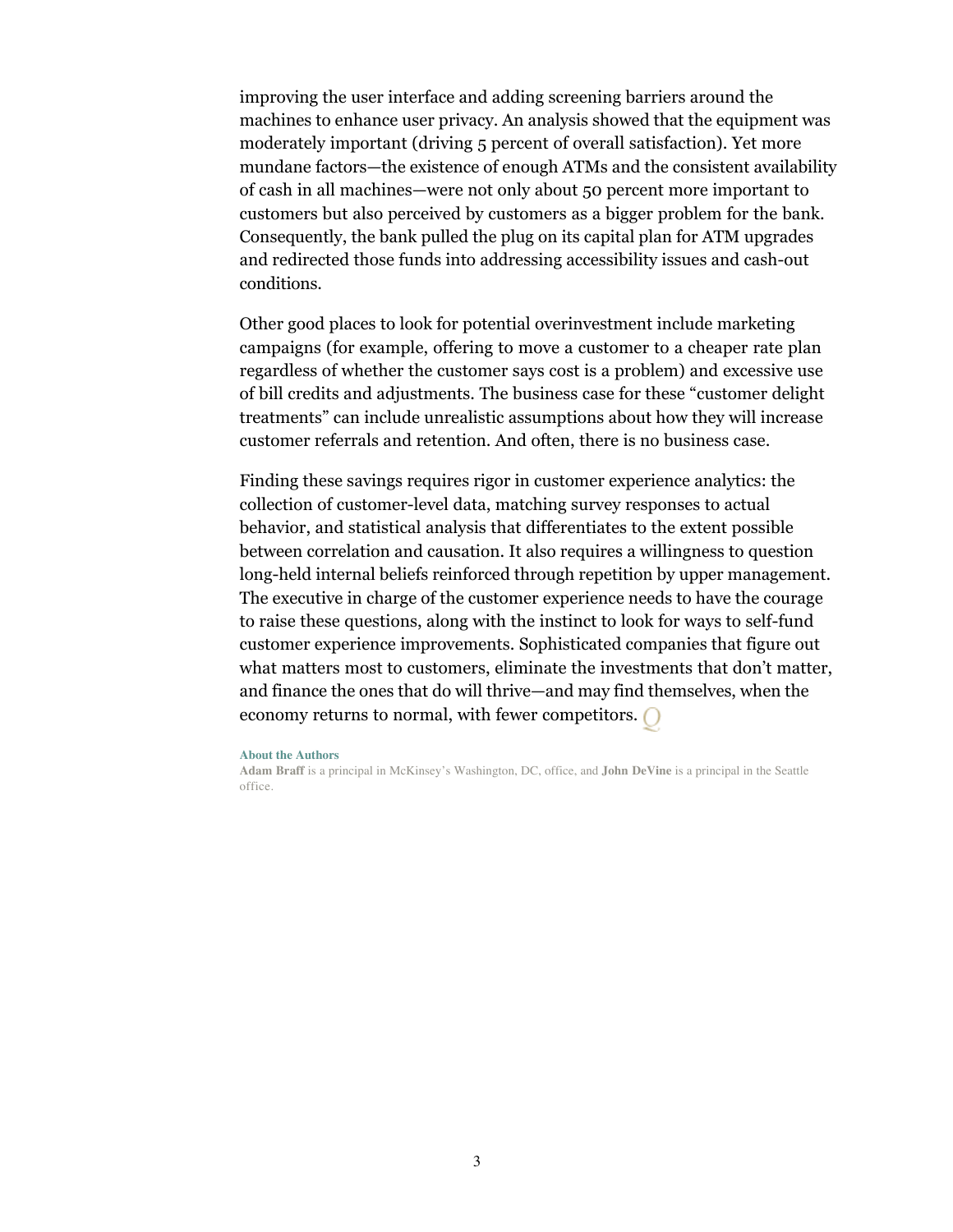improving the user interface and adding screening barriers around the machines to enhance user privacy. An analysis showed that the equipment was moderately important (driving 5 percent of overall satisfaction). Yet more mundane factors—the existence of enough ATMs and the consistent availability of cash in all machines—were not only about 50 percent more important to customers but also perceived by customers as a bigger problem for the bank. Consequently, the bank pulled the plug on its capital plan for ATM upgrades and redirected those funds into addressing accessibility issues and cash-out conditions.

Other good places to look for potential overinvestment include marketing campaigns (for example, offering to move a customer to a cheaper rate plan regardless of whether the customer says cost is a problem) and excessive use of bill credits and adjustments. The business case for these "customer delight treatments" can include unrealistic assumptions about how they will increase customer referrals and retention. And often, there is no business case.

Finding these savings requires rigor in customer experience analytics: the collection of customer-level data, matching survey responses to actual behavior, and statistical analysis that differentiates to the extent possible between correlation and causation. It also requires a willingness to question long-held internal beliefs reinforced through repetition by upper management. The executive in charge of the customer experience needs to have the courage to raise these questions, along with the instinct to look for ways to self-fund customer experience improvements. Sophisticated companies that figure out what matters most to customers, eliminate the investments that don't matter, and finance the ones that do will thrive—and may find themselves, when the economy returns to normal, with fewer competitors.

**About the Authors**

**Adam Braff** is a principal in McKinsey's Washington, DC, office, and **John DeVine** is a principal in the Seattle office.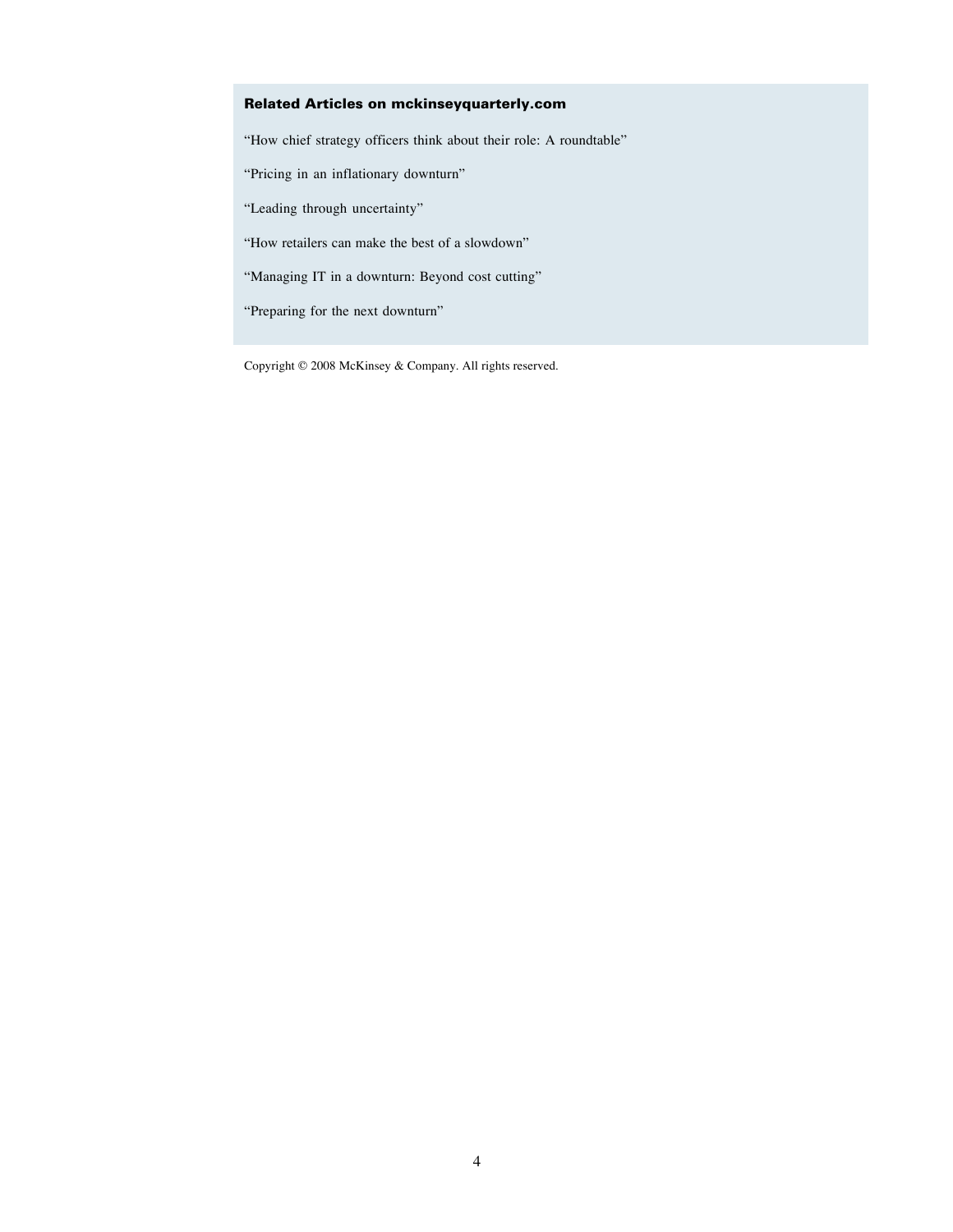**Related Articles on mckinseyquarterly.com**

"How chief strategy officers think about their role: A roundtable"

"Pricing in an inflationary downturn"

"Leading through uncertainty"

"How retailers can make the best of a slowdown"

"Managing IT in a downturn: Beyond cost cutting"

"Preparing for the next downturn"

Copyright © 2008 McKinsey & Company. All rights reserved.